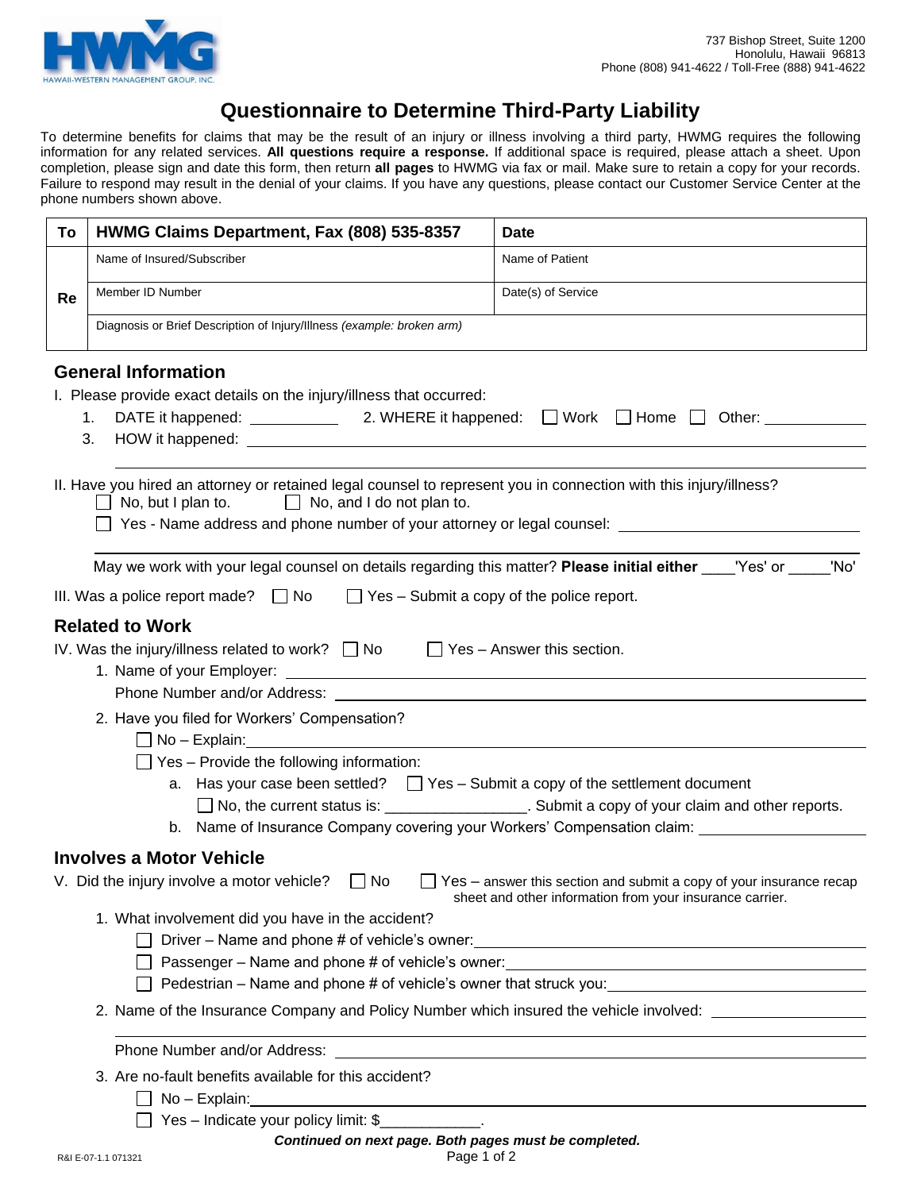HWMG
HAWAII-WESTERN MANAGEMENT GROUP, INC.

737 Bishop Street, Suite 1200
Honolulu, Hawaii 96813
Phone (808) 941-4622 / Toll-Free (888) 941-4622

# Questionnaire to Determine Third-Party Liability

To determine benefits for claims that may be the result of an injury or illness involving a third party, HWMG requires the following information for any related services. **All questions require a response.** If additional space is required, please attach a sheet. Upon completion, please sign and date this form, then return **all pages** to HWMG via fax or mail. Make sure to retain a copy for your records. Failure to respond may result in the denial of your claims. If you have any questions, please contact our Customer Service Center at the phone numbers shown above.

| To | HWMG Claims Department, Fax (808) 535-8357 | Date |
|---|---|---|
| Re | Name of Insured/Subscriber | Name of Patient |
| | Member ID Number | Date(s) of Service |
| | Diagnosis or Brief Description of Injury/Illness *(example: broken arm)* | |

## General Information

I. Please provide exact details on the injury/illness that occurred:

1. DATE it happened: ___________ 2. WHERE it happened: ☐ Work ☐ Home ☐ Other: ___________
3. HOW it happened: ___________

II. Have you hired an attorney or retained legal counsel to represent you in connection with this injury/illness?

☐ No, but I plan to. ☐ No, and I do not plan to.

☐ Yes - Name address and phone number of your attorney or legal counsel: ___________

May we work with your legal counsel on details regarding this matter? **Please initial either** ____'Yes' or _____'No'

III. Was a police report made? ☐ No ☐ Yes – Submit a copy of the police report.

## Related to Work

IV. Was the injury/illness related to work? ☐ No ☐ Yes – Answer this section.

1. Name of your Employer: ___________
   Phone Number and/or Address: ___________
2. Have you filed for Workers' Compensation?
   - ☐ No – Explain: ___________
   - ☐ Yes – Provide the following information:
     a. Has your case been settled? ☐ Yes – Submit a copy of the settlement document
        ☐ No, the current status is: _________________. Submit a copy of your claim and other reports.
     b. Name of Insurance Company covering your Workers' Compensation claim: ___________

## Involves a Motor Vehicle

V. Did the injury involve a motor vehicle? ☐ No ☐ Yes – answer this section and submit a copy of your insurance recap sheet and other information from your insurance carrier.

1. What involvement did you have in the accident?
   - ☐ Driver – Name and phone # of vehicle's owner: ___________
   - ☐ Passenger – Name and phone # of vehicle's owner: ___________
   - ☐ Pedestrian – Name and phone # of vehicle's owner that struck you: ___________
2. Name of the Insurance Company and Policy Number which insured the vehicle involved: ___________
   Phone Number and/or Address: ___________
3. Are no-fault benefits available for this accident?
   - ☐ No – Explain: ___________
   - ☐ Yes – Indicate your policy limit: $____________.

***Continued on next page. Both pages must be completed.***

R&I E-07-1.1 071321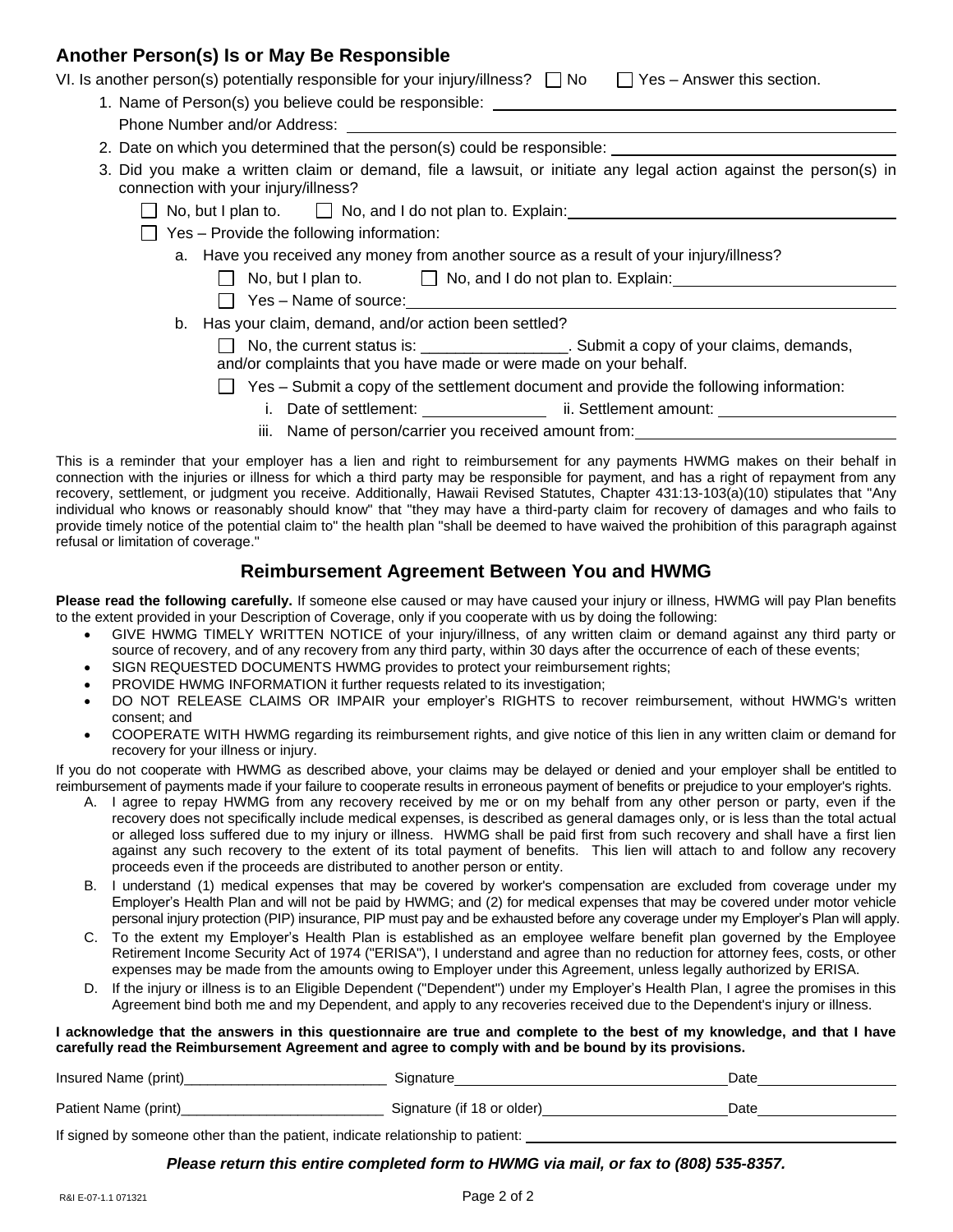## Another Person(s) Is or May Be Responsible

VI. Is another person(s) potentially responsible for your injury/illness? ☐ No ☐ Yes – Answer this section.

1. Name of Person(s) you believe could be responsible: ________________________________

   Phone Number and/or Address: ________________________________

2. Date on which you determined that the person(s) could be responsible: ________________________________

3. Did you make a written claim or demand, file a lawsuit, or initiate any legal action against the person(s) in connection with your injury/illness?

   ☐ No, but I plan to. ☐ No, and I do not plan to. Explain: ________________________________

   ☐ Yes – Provide the following information:

   a. Have you received any money from another source as a result of your injury/illness?

      ☐ No, but I plan to. ☐ No, and I do not plan to. Explain: ________________________________

      ☐ Yes – Name of source: ________________________________

   b. Has your claim, demand, and/or action been settled?

      ☐ No, the current status is: _________________. Submit a copy of your claims, demands, and/or complaints that you have made or were made on your behalf.

      ☐ Yes – Submit a copy of the settlement document and provide the following information:

      i. Date of settlement: _______________ ii. Settlement amount: ____________________

      iii. Name of person/carrier you received amount from: ________________________________

This is a reminder that your employer has a lien and right to reimbursement for any payments HWMG makes on their behalf in connection with the injuries or illness for which a third party may be responsible for payment, and has a right of repayment from any recovery, settlement, or judgment you receive. Additionally, Hawaii Revised Statutes, Chapter 431:13-103(a)(10) stipulates that "Any individual who knows or reasonably should know" that "they may have a third-party claim for recovery of damages and who fails to provide timely notice of the potential claim to" the health plan "shall be deemed to have waived the prohibition of this paragraph against refusal or limitation of coverage."

## Reimbursement Agreement Between You and HWMG

**Please read the following carefully.** If someone else caused or may have caused your injury or illness, HWMG will pay Plan benefits to the extent provided in your Description of Coverage, only if you cooperate with us by doing the following:

- GIVE HWMG TIMELY WRITTEN NOTICE of your injury/illness, of any written claim or demand against any third party or source of recovery, and of any recovery from any third party, within 30 days after the occurrence of each of these events;
- SIGN REQUESTED DOCUMENTS HWMG provides to protect your reimbursement rights;
- PROVIDE HWMG INFORMATION it further requests related to its investigation;
- DO NOT RELEASE CLAIMS OR IMPAIR your employer's RIGHTS to recover reimbursement, without HWMG's written consent; and
- COOPERATE WITH HWMG regarding its reimbursement rights, and give notice of this lien in any written claim or demand for recovery for your illness or injury.

If you do not cooperate with HWMG as described above, your claims may be delayed or denied and your employer shall be entitled to reimbursement of payments made if your failure to cooperate results in erroneous payment of benefits or prejudice to your employer's rights.

A. I agree to repay HWMG from any recovery received by me or on my behalf from any other person or party, even if the recovery does not specifically include medical expenses, is described as general damages only, or is less than the total actual or alleged loss suffered due to my injury or illness. HWMG shall be paid first from such recovery and shall have a first lien against any such recovery to the extent of its total payment of benefits. This lien will attach to and follow any recovery proceeds even if the proceeds are distributed to another person or entity.

B. I understand (1) medical expenses that may be covered by worker's compensation are excluded from coverage under my Employer's Health Plan and will not be paid by HWMG; and (2) for medical expenses that may be covered under motor vehicle personal injury protection (PIP) insurance, PIP must pay and be exhausted before any coverage under my Employer's Plan will apply.

C. To the extent my Employer's Health Plan is established as an employee welfare benefit plan governed by the Employee Retirement Income Security Act of 1974 ("ERISA"), I understand and agree than no reduction for attorney fees, costs, or other expenses may be made from the amounts owing to Employer under this Agreement, unless legally authorized by ERISA.

D. If the injury or illness is to an Eligible Dependent ("Dependent") under my Employer's Health Plan, I agree the promises in this Agreement bind both me and my Dependent, and apply to any recoveries received due to the Dependent's injury or illness.

**I acknowledge that the answers in this questionnaire are true and complete to the best of my knowledge, and that I have carefully read the Reimbursement Agreement and agree to comply with and be bound by its provisions.**

Insured Name (print)__________________________ Signature__________________________ Date__________________

Patient Name (print)__________________________ Signature (if 18 or older)__________________________ Date__________________

If signed by someone other than the patient, indicate relationship to patient: ________________________________

***Please return this entire completed form to HWMG via mail, or fax to (808) 535-8357.***

R&I E-07-1.1 071321